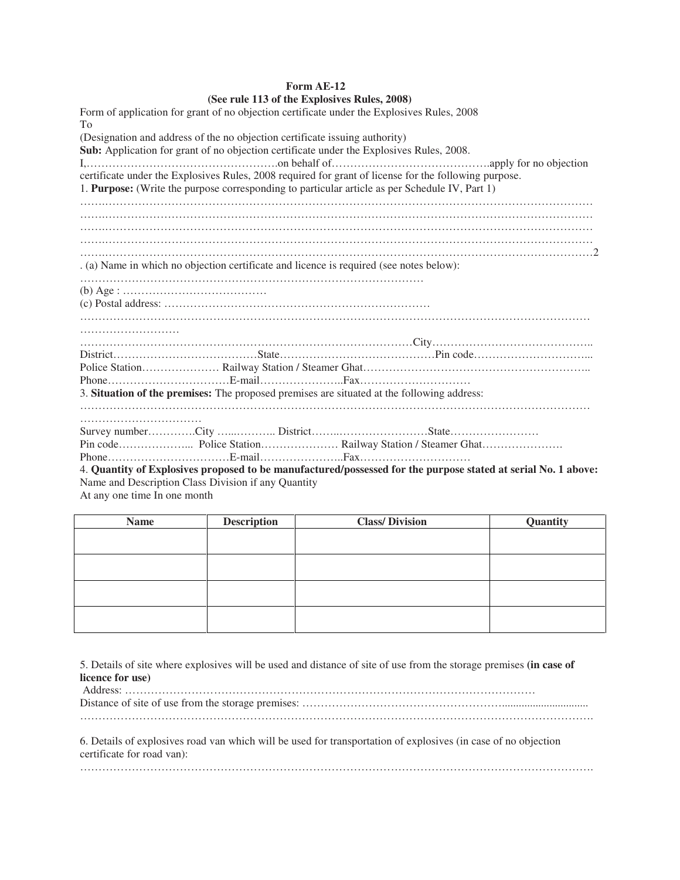**Form AE-12**

**(See rule 113 of the Explosives Rules, 2008)**

Form of application for grant of no objection certificate under the Explosives Rules, 2008

To

(Designation and address of the no objection certificate issuing authority)

**Sub:** Application for grant of no objection certificate under the Explosives Rules, 2008.

I,…………………………………………….on behalf of…………………………………….apply for no objection certificate under the Explosives Rules, 2008 required for grant of license for the following purpose.

1. **Purpose:** (Write the purpose corresponding to particular article as per Schedule IV, Part 1)

…………………………………………………………………………………………………………………………
…………………………………………………………………………………………………………………………
…………………………………………………………………………………………………………………………
…………………………………………………………………………………………………………………………
…………………………………………………………………………………………………………………………2

. (a) Name in which no objection certificate and licence is required (see notes below):

………………………………………………………………………………………

(b) Age : …………………………………

(c) Postal address: ………………………………………………………………

…………………………………………………………………………………………………………………………
………………………

………………………………………………………………………………City……………………………………..

District…………………………………State……………………………………Pin code…………………………...

Police Station………………… Railway Station / Steamer Ghat……………………………………………………..

Phone……………………………E-mail…………………..Fax…………………………

3. **Situation of the premises:** The proposed premises are situated at the following address:

…………………………………………………………………………………………………………………………
……………………………

Survey number………….City …..……….. District……..……………………State……………………

Pin code………………... Police Station………………… Railway Station / Steamer Ghat………………….

Phone……………………………E-mail…………………..Fax…………………………

4. **Quantity of Explosives proposed to be manufactured/possessed for the purpose stated at serial No. 1 above:**

Name and Description Class Division if any Quantity

At any one time In one month

| Name | Description | Class/ Division | Quantity |
|---|---|---|---|
| | | | |
| | | | |
| | | | |
| | | | |

5. Details of site where explosives will be used and distance of site of use from the storage premises **(in case of licence for use)**

Address: …………………………………………………………………………………………………

Distance of site of use from the storage premises: ……………………………………………….............................

…………………………………………………………………………………………………………………………

6. Details of explosives road van which will be used for transportation of explosives (in case of no objection certificate for road van):

…………………………………………………………………………………………………………………………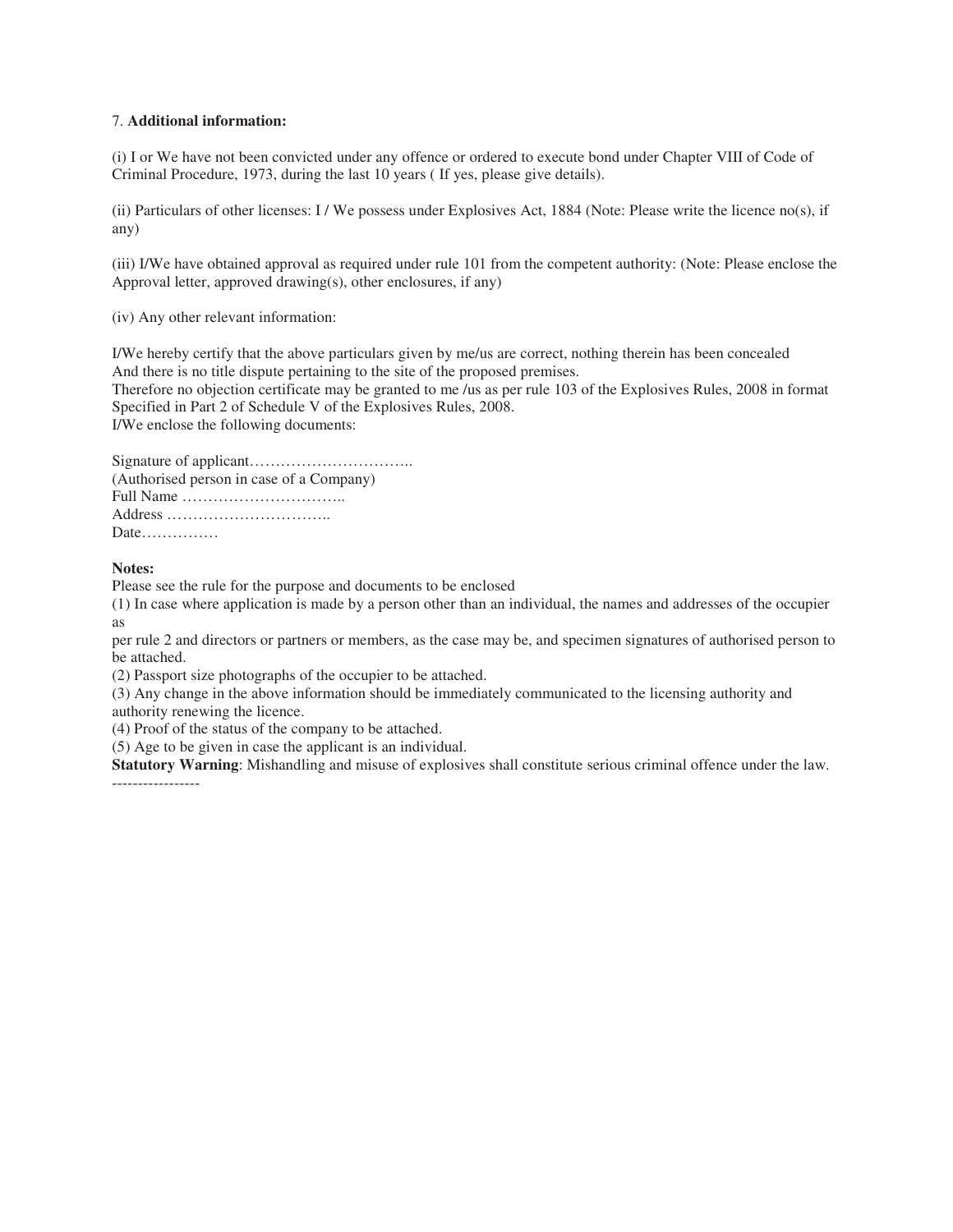7. **Additional information:**

(i) I or We have not been convicted under any offence or ordered to execute bond under Chapter VIII of Code of Criminal Procedure, 1973, during the last 10 years ( If yes, please give details).

(ii) Particulars of other licenses: I / We possess under Explosives Act, 1884 (Note: Please write the licence no(s), if any)

(iii) I/We have obtained approval as required under rule 101 from the competent authority: (Note: Please enclose the Approval letter, approved drawing(s), other enclosures, if any)

(iv) Any other relevant information:

I/We hereby certify that the above particulars given by me/us are correct, nothing therein has been concealed
And there is no title dispute pertaining to the site of the proposed premises.
Therefore no objection certificate may be granted to me /us as per rule 103 of the Explosives Rules, 2008 in format Specified in Part 2 of Schedule V of the Explosives Rules, 2008.
I/We enclose the following documents:

Signature of applicant…………………………..
(Authorised person in case of a Company)
Full Name …………………………..
Address …………………………..
Date……………

**Notes:**
Please see the rule for the purpose and documents to be enclosed
(1) In case where application is made by a person other than an individual, the names and addresses of the occupier as
per rule 2 and directors or partners or members, as the case may be, and specimen signatures of authorised person to be attached.
(2) Passport size photographs of the occupier to be attached.
(3) Any change in the above information should be immediately communicated to the licensing authority and authority renewing the licence.
(4) Proof of the status of the company to be attached.
(5) Age to be given in case the applicant is an individual.
**Statutory Warning**: Mishandling and misuse of explosives shall constitute serious criminal offence under the law.
-----------------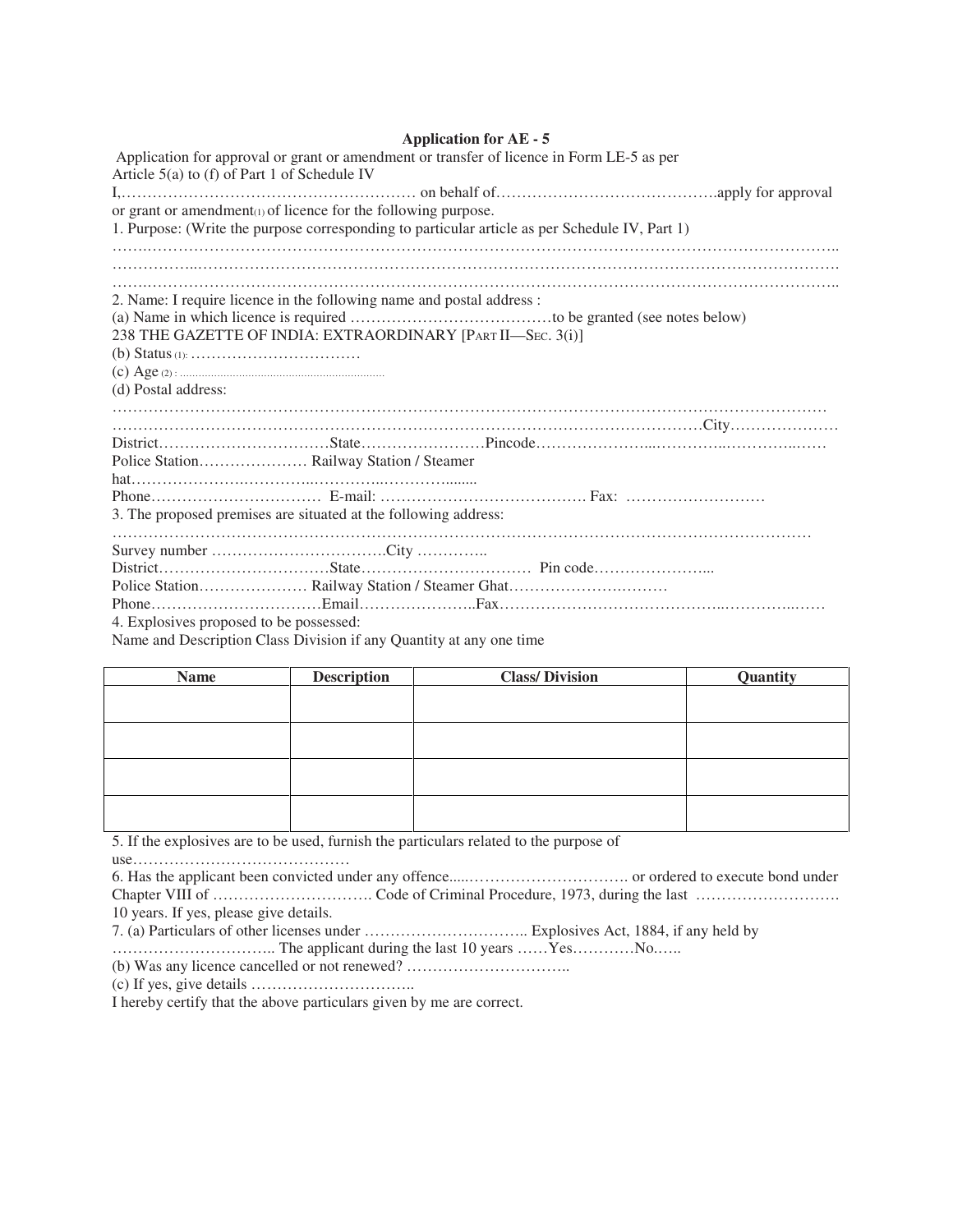## Application for AE - 5

Application for approval or grant or amendment or transfer of licence in Form LE-5 as per Article 5(a) to (f) of Part 1 of Schedule IV

I,………………………………………………… on behalf of…………………………………….apply for approval or grant or amendment(1) of licence for the following purpose.

1. Purpose: (Write the purpose corresponding to particular article as per Schedule IV, Part 1)

……………………………………………………………………………………………………………………..
……………………………………………………………………………………………………………………….
……………………………………………………………………………………………………………………..

2. Name: I require licence in the following name and postal address :

(a) Name in which licence is required …………………………………to be granted (see notes below)

238 THE GAZETTE OF INDIA: EXTRAORDINARY [PART II—SEC. 3(i)]

(b) Status (1): ……………………………

(c) Age (2) : ………………………………………………………

(d) Postal address:

……………………………………………………………………………………………………………………
……………………………………………………………………………………………………City…………………

District……………………………State……………………Pincode…………………………………………………

Police Station………………… Railway Station / Steamer hat…………………………………………………........

Phone…………………………… E-mail: …………………………………. Fax: ………………………

3. The proposed premises are situated at the following address:

……………………………………………………………………………………………………………………

Survey number ……………………………City …………..

District……………………………State…………………………… Pin code…………………...

Police Station………………… Railway Station / Steamer Ghat…………………………

Phone……………………………Email…………………..Fax……………………………………………………

4. Explosives proposed to be possessed:

Name and Description Class Division if any Quantity at any one time

| Name | Description | Class/ Division | Quantity |
|---|---|---|---|
| | | | |
| | | | |
| | | | |
| | | | |

5. If the explosives are to be used, furnish the particulars related to the purpose of use……………………………………

6. Has the applicant been convicted under any offence.....…………………………. or ordered to execute bond under Chapter VIII of …………………………. Code of Criminal Procedure, 1973, during the last ………………………. 10 years. If yes, please give details.

7. (a) Particulars of other licenses under ………………………….. Explosives Act, 1884, if any held by ………………………….. The applicant during the last 10 years ……Yes…………No.…..

(b) Was any licence cancelled or not renewed? …………………………..

(c) If yes, give details …………………………..

I hereby certify that the above particulars given by me are correct.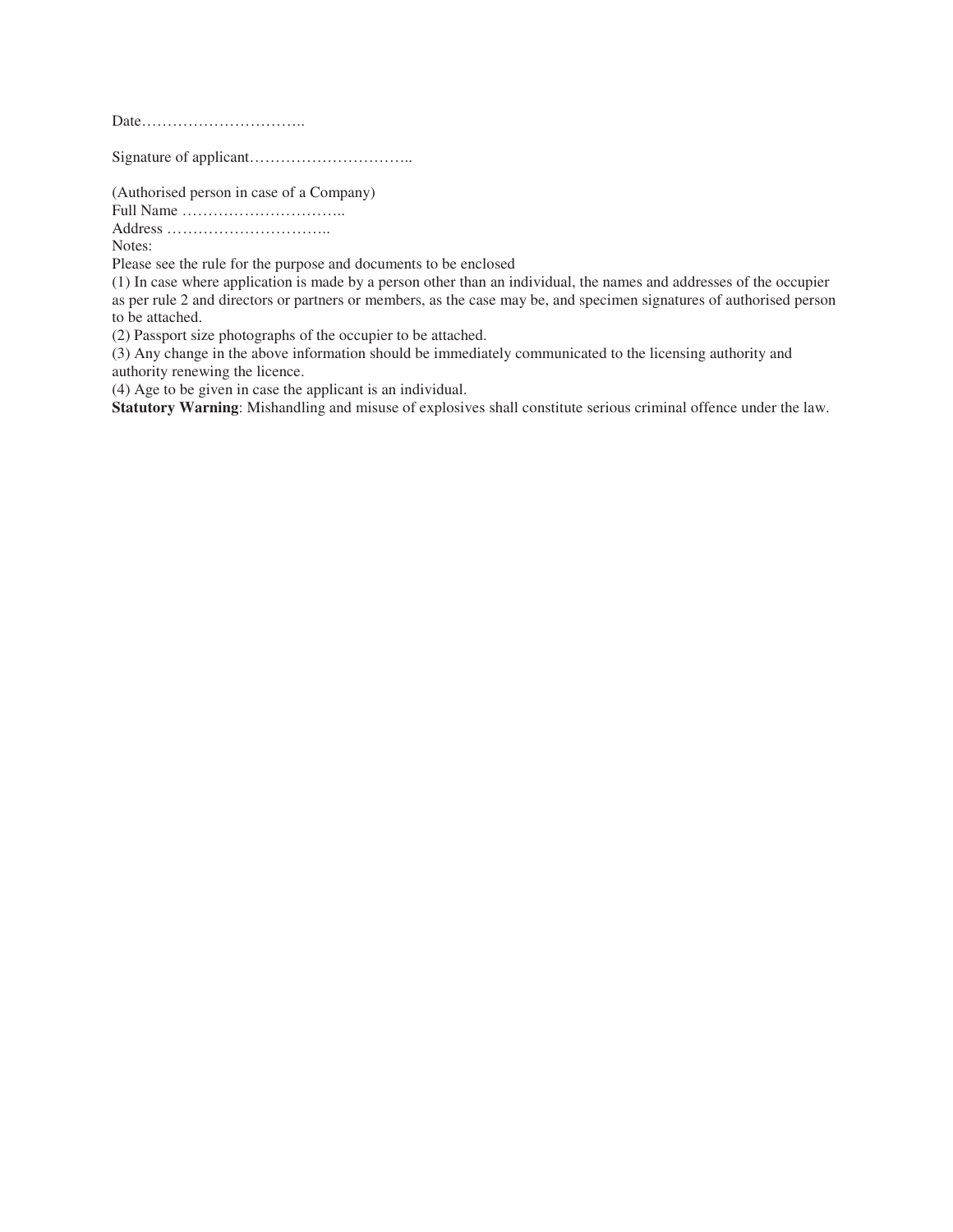Date…………………………..

Signature of applicant…………………………..

(Authorised person in case of a Company)
Full Name …………………………..
Address …………………………..
Notes:
Please see the rule for the purpose and documents to be enclosed
(1) In case where application is made by a person other than an individual, the names and addresses of the occupier as per rule 2 and directors or partners or members, as the case may be, and specimen signatures of authorised person to be attached.
(2) Passport size photographs of the occupier to be attached.
(3) Any change in the above information should be immediately communicated to the licensing authority and authority renewing the licence.
(4) Age to be given in case the applicant is an individual.
**Statutory Warning**: Mishandling and misuse of explosives shall constitute serious criminal offence under the law.